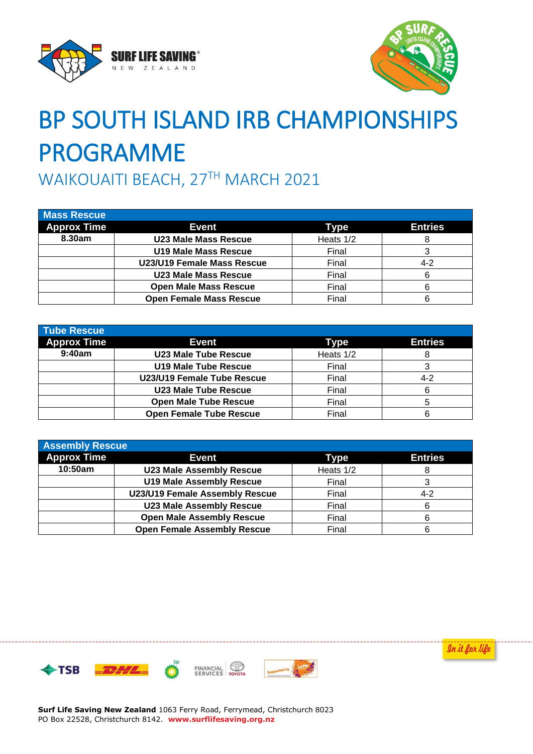# BP SOUTH ISLAND IRB CHAMPIONSHIPS PROGRAMME

## WAIKOUAITI BEACH, 27TH MARCH 2021

| Mass Rescue | | | |
|---|---|---|---|
| **Approx Time** | **Event** | **Type** | **Entries** |
| 8.30am | U23 Male Mass Rescue | Heats 1/2 | 8 |
| | U19 Male Mass Rescue | Final | 3 |
| | U23/U19 Female Mass Rescue | Final | 4-2 |
| | U23 Male Mass Rescue | Final | 6 |
| | Open Male Mass Rescue | Final | 6 |
| | Open Female Mass Rescue | Final | 6 |

| Tube Rescue | | | |
|---|---|---|---|
| **Approx Time** | **Event** | **Type** | **Entries** |
| 9:40am | U23 Male Tube Rescue | Heats 1/2 | 8 |
| | U19 Male Tube Rescue | Final | 3 |
| | U23/U19 Female Tube Rescue | Final | 4-2 |
| | U23 Male Tube Rescue | Final | 6 |
| | Open Male Tube Rescue | Final | 5 |
| | Open Female Tube Rescue | Final | 6 |

| Assembly Rescue | | | |
|---|---|---|---|
| **Approx Time** | **Event** | **Type** | **Entries** |
| 10:50am | U23 Male Assembly Rescue | Heats 1/2 | 8 |
| | U19 Male Assembly Rescue | Final | 3 |
| | U23/U19 Female Assembly Rescue | Final | 4-2 |
| | U23 Male Assembly Rescue | Final | 6 |
| | Open Male Assembly Rescue | Final | 6 |
| | Open Female Assembly Rescue | Final | 6 |

**Surf Life Saving New Zealand** 1063 Ferry Road, Ferrymead, Christchurch 8023
PO Box 22528, Christchurch 8142. **www.surflifesaving.org.nz**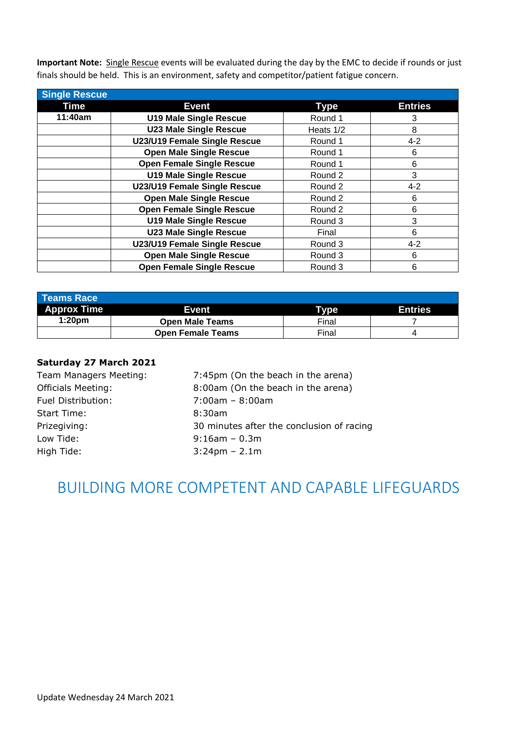**Important Note:** Single Rescue events will be evaluated during the day by the EMC to decide if rounds or just finals should be held. This is an environment, safety and competitor/patient fatigue concern.

| Single Rescue | | | |
|---|---|---|---|
| **Time** | **Event** | **Type** | **Entries** |
| **11:40am** | **U19 Male Single Rescue** | Round 1 | 3 |
| | **U23 Male Single Rescue** | Heats 1/2 | 8 |
| | **U23/U19 Female Single Rescue** | Round 1 | 4-2 |
| | **Open Male Single Rescue** | Round 1 | 6 |
| | **Open Female Single Rescue** | Round 1 | 6 |
| | **U19 Male Single Rescue** | Round 2 | 3 |
| | **U23/U19 Female Single Rescue** | Round 2 | 4-2 |
| | **Open Male Single Rescue** | Round 2 | 6 |
| | **Open Female Single Rescue** | Round 2 | 6 |
| | **U19 Male Single Rescue** | Round 3 | 3 |
| | **U23 Male Single Rescue** | Final | 6 |
| | **U23/U19 Female Single Rescue** | Round 3 | 4-2 |
| | **Open Male Single Rescue** | Round 3 | 6 |
| | **Open Female Single Rescue** | Round 3 | 6 |

| Teams Race | | | |
|---|---|---|---|
| **Approx Time** | **Event** | **Type** | **Entries** |
| **1:20pm** | **Open Male Teams** | Final | 7 |
| | **Open Female Teams** | Final | 4 |

**Saturday 27 March 2021**

| | |
|---|---|
| Team Managers Meeting: | 7:45pm (On the beach in the arena) |
| Officials Meeting: | 8:00am (On the beach in the arena) |
| Fuel Distribution: | 7:00am – 8:00am |
| Start Time: | 8:30am |
| Prizegiving: | 30 minutes after the conclusion of racing |
| Low Tide: | 9:16am – 0.3m |
| High Tide: | 3:24pm – 2.1m |

## BUILDING MORE COMPETENT AND CAPABLE LIFEGUARDS

Update Wednesday 24 March 2021